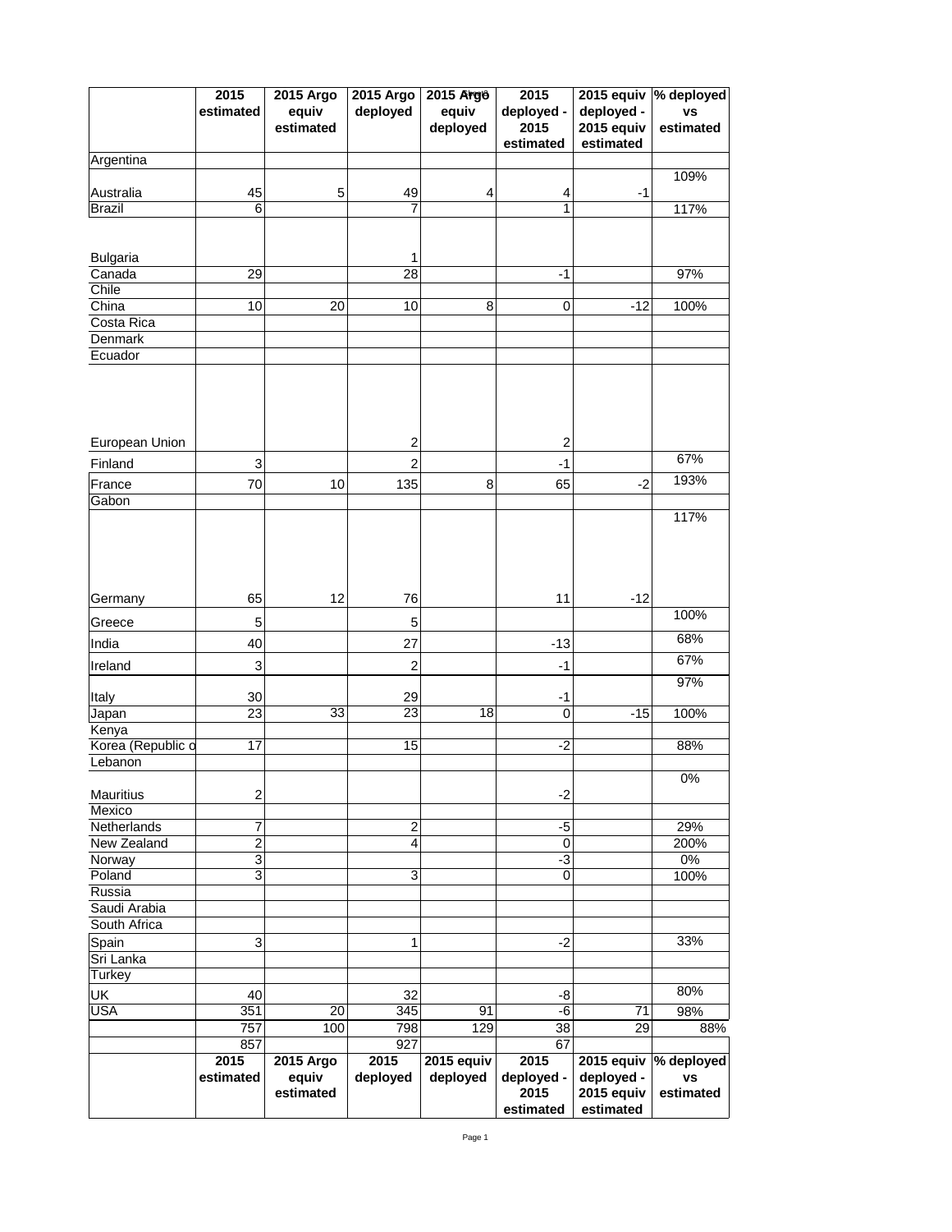| | 2015 estimated | 2015 Argo equiv estimated | 2015 Argo deployed | 2015 Argo equiv deployed | 2015 deployed - 2015 estimated | 2015 equiv deployed - 2015 equiv estimated | % deployed vs estimated |
|---|---|---|---|---|---|---|---|
| Argentina | | | | | | | |
| Australia | 45 | 5 | 49 | 4 | 4 | -1 | 109% |
| Brazil | 6 | | 7 | | 1 | | 117% |
| Bulgaria | | | 1 | | | | |
| Canada | 29 | | 28 | | -1 | | 97% |
| Chile | | | | | | | |
| China | 10 | 20 | 10 | 8 | 0 | -12 | 100% |
| Costa Rica | | | | | | | |
| Denmark | | | | | | | |
| Ecuador | | | | | | | |
| European Union | | | 2 | | 2 | | |
| Finland | 3 | | 2 | | -1 | | 67% |
| France | 70 | 10 | 135 | 8 | 65 | -2 | 193% |
| Gabon | | | | | | | |
| Germany | 65 | 12 | 76 | | 11 | -12 | 117% |
| Greece | 5 | | 5 | | | | 100% |
| India | 40 | | 27 | | -13 | | 68% |
| Ireland | 3 | | 2 | | -1 | | 67% |
| Italy | 30 | | 29 | | -1 | | 97% |
| Japan | 23 | 33 | 23 | 18 | 0 | -15 | 100% |
| Kenya | | | | | | | |
| Korea (Republic o | 17 | | 15 | | -2 | | 88% |
| Lebanon | | | | | | | |
| Mauritius | 2 | | | | -2 | | 0% |
| Mexico | | | | | | | |
| Netherlands | 7 | | 2 | | -5 | | 29% |
| New Zealand | 2 | | 4 | | 0 | | 200% |
| Norway | 3 | | | | -3 | | 0% |
| Poland | 3 | | 3 | | 0 | | 100% |
| Russia | | | | | | | |
| Saudi Arabia | | | | | | | |
| South Africa | | | | | | | |
| Spain | 3 | | 1 | | -2 | | 33% |
| Sri Lanka | | | | | | | |
| Turkey | | | | | | | |
| UK | 40 | | 32 | | -8 | | 80% |
| USA | 351 | 20 | 345 | 91 | -6 | 71 | 98% |
| | 757 | 100 | 798 | 129 | 38 | 29 | 88% |
| | 857 | | 927 | | 67 | | |
| | 2015 estimated | 2015 Argo equiv estimated | 2015 deployed | 2015 equiv deployed | 2015 deployed - 2015 estimated | 2015 equiv deployed - 2015 equiv estimated | % deployed vs estimated |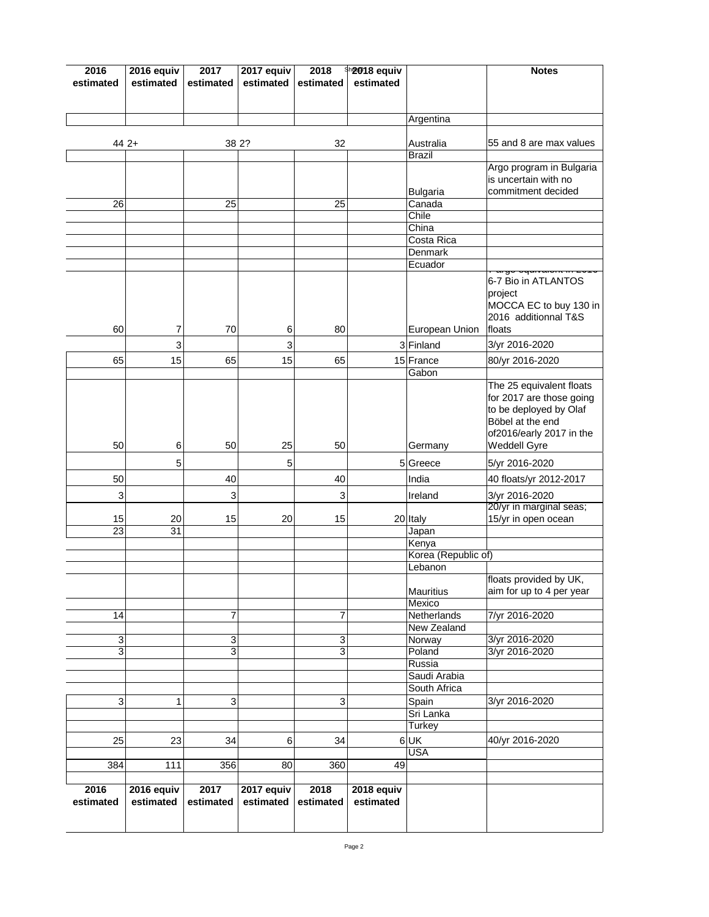| 2016 estimated | 2016 equiv estimated | 2017 estimated | 2017 equiv estimated | 2018 estimated | 2018 equiv estimated | | Notes |
|---|---|---|---|---|---|---|---|
| | | | | | | Argentina | |
| 44 2+ | | 38 2? | | 32 | | Australia | 55 and 8 are max values |
| | | | | | | Brazil | |
| | | | | | | Bulgaria | Argo program in Bulgaria is uncertain with no commitment decided |
| 26 | | 25 | | 25 | | Canada | |
| | | | | | | Chile | |
| | | | | | | China | |
| | | | | | | Costa Rica | |
| | | | | | | Denmark | |
| | | | | | | Ecuador | |
| 60 | 7 | 70 | 6 | 80 | | European Union | 7 argo equivalent in 2016 6-7 Bio in ATLANTOS project MOCCA EC to buy 130 in 2016 additionnal T&S floats |
| | 3 | | 3 | | 3 | Finland | 3/yr 2016-2020 |
| 65 | 15 | 65 | 15 | 65 | 15 | France | 80/yr 2016-2020 |
| | | | | | | Gabon | |
| 50 | 6 | 50 | 25 | 50 | | Germany | The 25 equivalent floats for 2017 are those going to be deployed by Olaf Böbel at the end of2016/early 2017 in the Weddell Gyre |
| | 5 | | 5 | | 5 | Greece | 5/yr 2016-2020 |
| 50 | | 40 | | 40 | | India | 40 floats/yr 2012-2017 |
| 3 | | 3 | | 3 | | Ireland | 3/yr 2016-2020 |
| 15 | 20 | 15 | 20 | 15 | 20 | Italy | 20/yr in marginal seas; 15/yr in open ocean |
| 23 | 31 | | | | | Japan | |
| | | | | | | Kenya | |
| | | | | | | Korea (Republic of) | |
| | | | | | | Lebanon | |
| | | | | | | Mauritius | floats provided by UK, aim for up to 4 per year |
| | | | | | | Mexico | |
| 14 | | 7 | | 7 | | Netherlands | 7/yr 2016-2020 |
| | | | | | | New Zealand | |
| 3 | | 3 | | 3 | | Norway | 3/yr 2016-2020 |
| 3 | | 3 | | 3 | | Poland | 3/yr 2016-2020 |
| | | | | | | Russia | |
| | | | | | | Saudi Arabia | |
| | | | | | | South Africa | |
| 3 | 1 | 3 | | 3 | | Spain | 3/yr 2016-2020 |
| | | | | | | Sri Lanka | |
| | | | | | | Turkey | |
| 25 | 23 | 34 | 6 | 34 | 6 | UK | 40/yr 2016-2020 |
| | | | | | | USA | |
| 384 | 111 | 356 | 80 | 360 | 49 | | |
| 2016 estimated | 2016 equiv estimated | 2017 estimated | 2017 equiv estimated | 2018 estimated | 2018 equiv estimated | | |